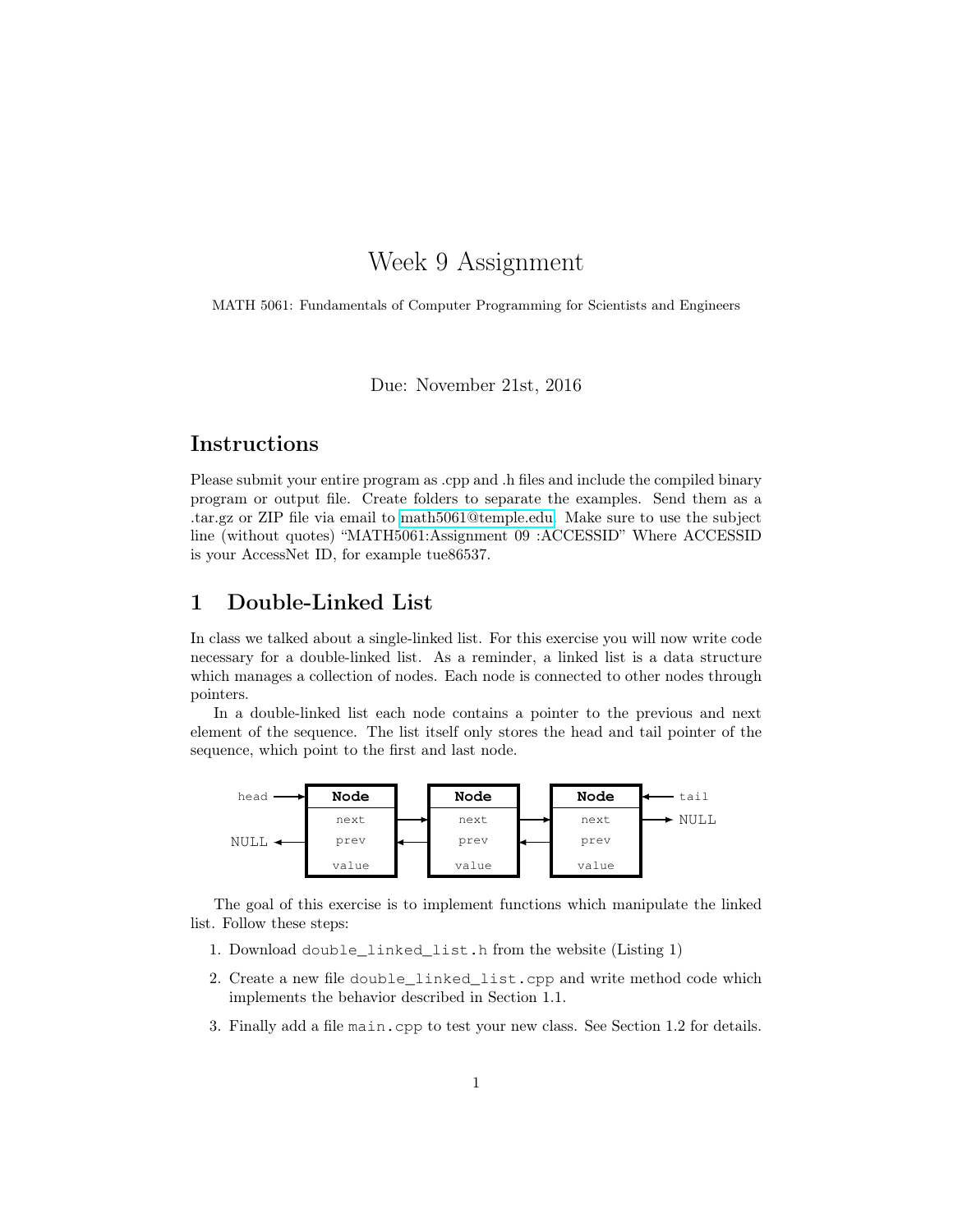# Week 9 Assignment

MATH 5061: Fundamentals of Computer Programming for Scientists and Engineers

Due: November 21st, 2016

## Instructions

Please submit your entire program as .cpp and .h files and include the compiled binary program or output file. Create folders to separate the examples. Send them as a .tar.gz or ZIP file via email to math5061@temple.edu. Make sure to use the subject line (without quotes) "MATH5061:Assignment 09 :ACCESSID" Where ACCESSID is your AccessNet ID, for example tue86537.

## 1 Double-Linked List

In class we talked about a single-linked list. For this exercise you will now write code necessary for a double-linked list. As a reminder, a linked list is a data structure which manages a collection of nodes. Each node is connected to other nodes through pointers.

In a double-linked list each node contains a pointer to the previous and next element of the sequence. The list itself only stores the head and tail pointer of the sequence, which point to the first and last node.

```
head ──▶ ┌──────────┐      ┌──────────┐      ┌──────────┐ ◀── tail
         │   Node   │      │   Node   │      │   Node   │
         ├──────────┤      ├──────────┤      ├──────────┤
         │   next   │ ───▶ │   next   │ ───▶ │   next   │ ───▶ NULL
NULL ◀── │   prev   │ ◀─── │   prev   │ ◀─── │   prev   │
         │   value  │      │   value  │      │   value  │
         └──────────┘      └──────────┘      └──────────┘
```

The goal of this exercise is to implement functions which manipulate the linked list. Follow these steps:

1. Download `double_linked_list.h` from the website (Listing 1)
2. Create a new file `double_linked_list.cpp` and write method code which implements the behavior described in Section 1.1.
3. Finally add a file `main.cpp` to test your new class. See Section 1.2 for details.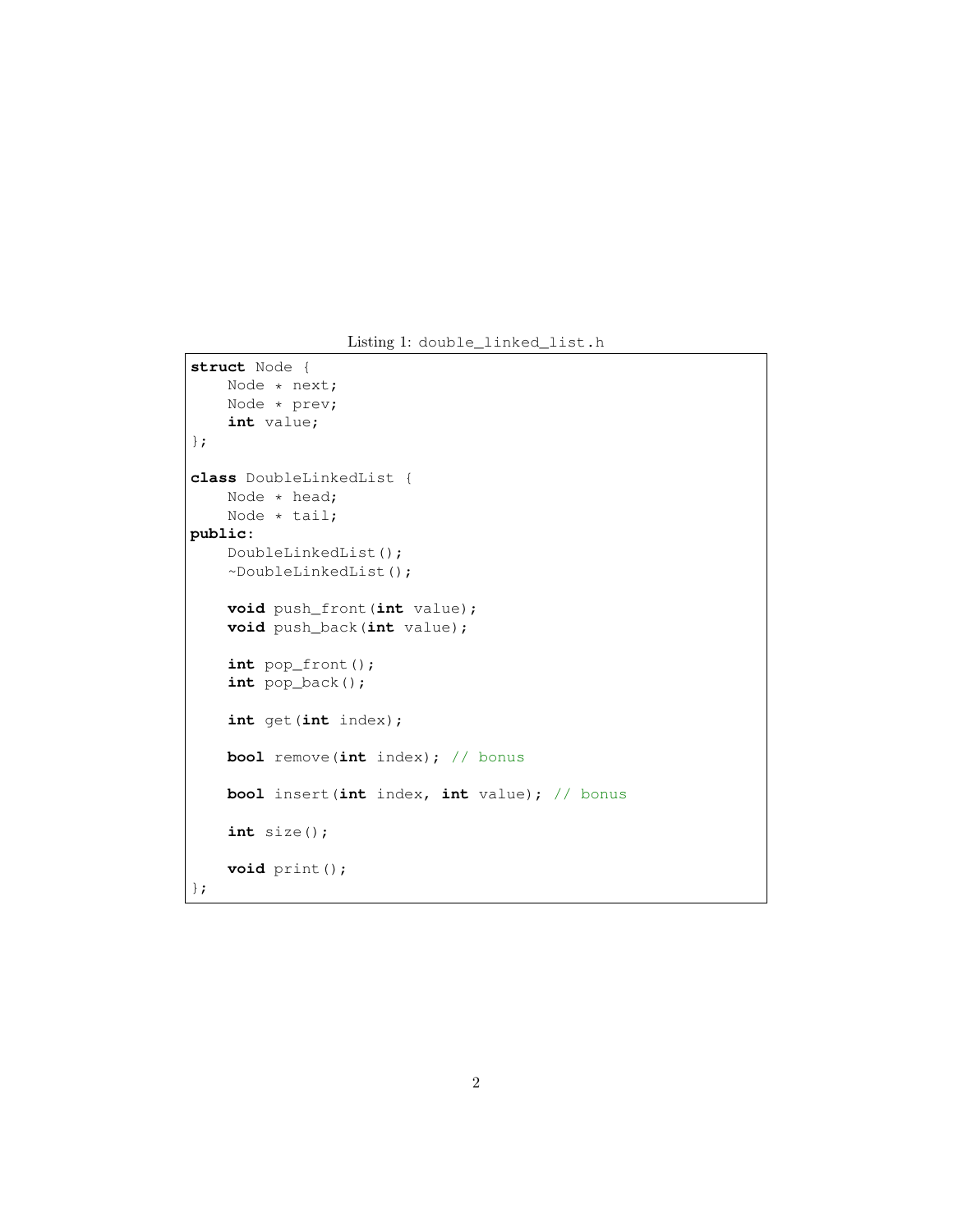Listing 1: `double_linked_list.h`

```cpp
struct Node {
    Node * next;
    Node * prev;
    int value;
};

class DoubleLinkedList {
    Node * head;
    Node * tail;
public:
    DoubleLinkedList();
    ~DoubleLinkedList();

    void push_front(int value);
    void push_back(int value);

    int pop_front();
    int pop_back();

    int get(int index);

    bool remove(int index); // bonus

    bool insert(int index, int value); // bonus

    int size();

    void print();
};
```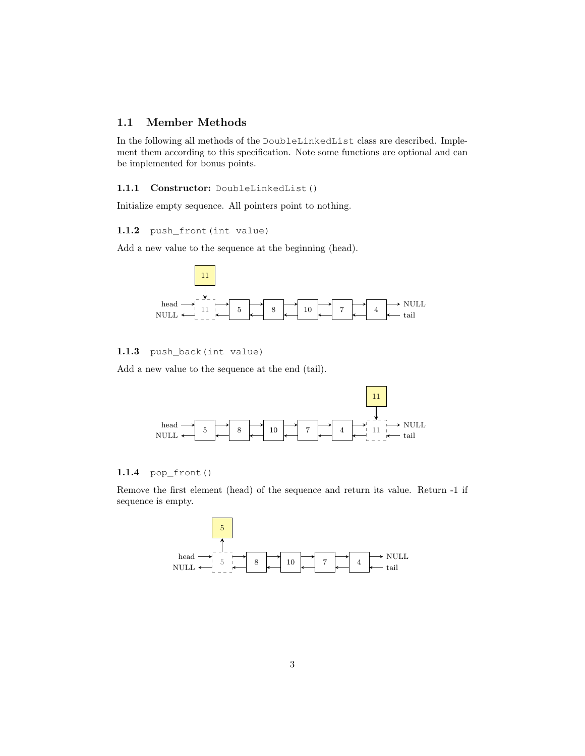## 1.1 Member Methods

In the following all methods of the `DoubleLinkedList` class are described. Implement them according to this specification. Note some functions are optional and can be implemented for bonus points.

### 1.1.1 Constructor: `DoubleLinkedList()`

Initialize empty sequence. All pointers point to nothing.

### 1.1.2 `push_front(int value)`

Add a new value to the sequence at the beginning (head).

### 1.1.3 `push_back(int value)`

Add a new value to the sequence at the end (tail).

### 1.1.4 `pop_front()`

Remove the first element (head) of the sequence and return its value. Return -1 if sequence is empty.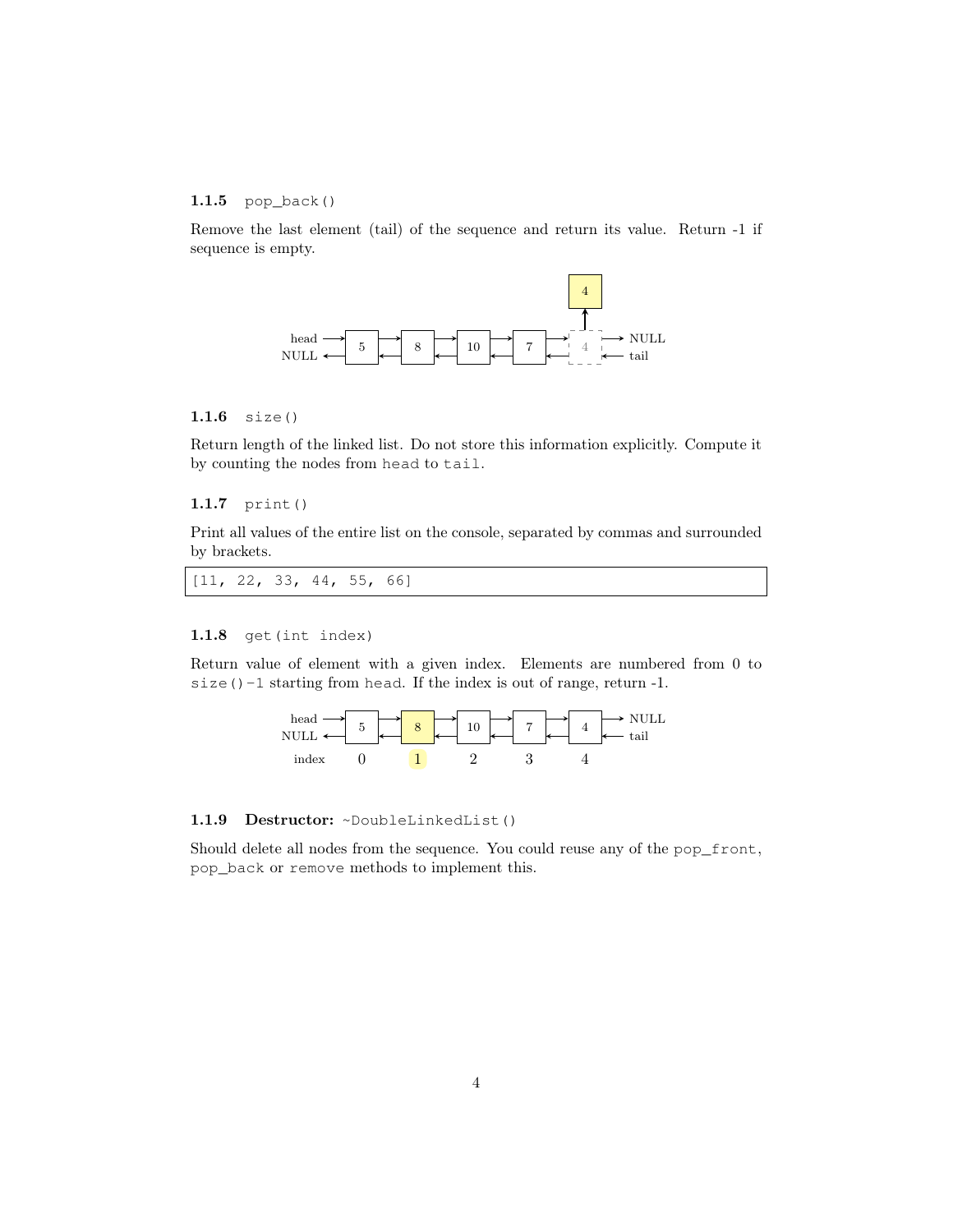### 1.1.5 `pop_back()`

Remove the last element (tail) of the sequence and return its value. Return -1 if sequence is empty.

### 1.1.6 `size()`

Return length of the linked list. Do not store this information explicitly. Compute it by counting the nodes from `head` to `tail`.

### 1.1.7 `print()`

Print all values of the entire list on the console, separated by commas and surrounded by brackets.

```
[11, 22, 33, 44, 55, 66]
```

### 1.1.8 `get(int index)`

Return value of element with a given index. Elements are numbered from 0 to `size()-1` starting from `head`. If the index is out of range, return -1.

### 1.1.9 **Destructor:** `~DoubleLinkedList()`

Should delete all nodes from the sequence. You could reuse any of the `pop_front`, `pop_back` or `remove` methods to implement this.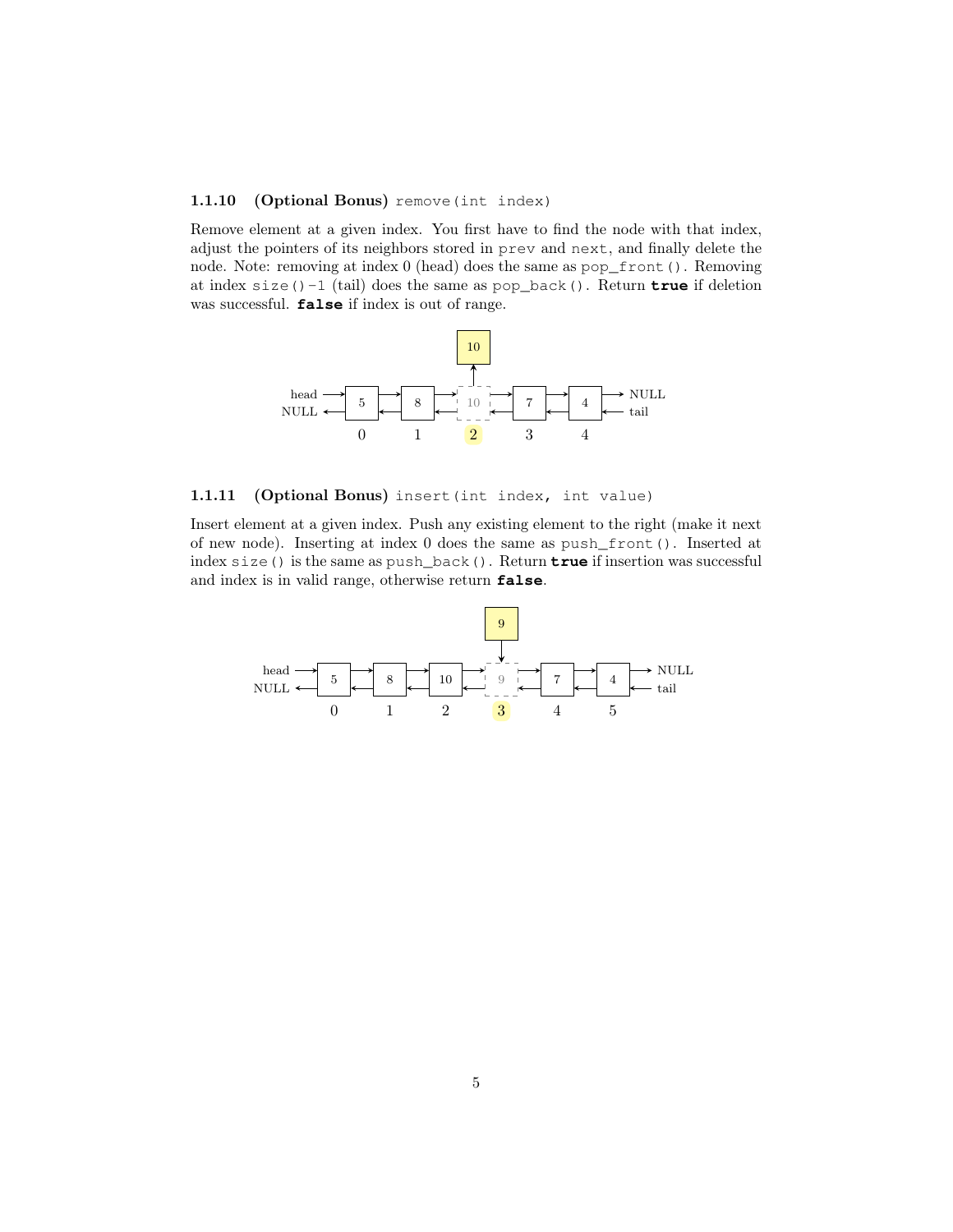### 1.1.10 (Optional Bonus) `remove(int index)`

Remove element at a given index. You first have to find the node with that index, adjust the pointers of its neighbors stored in `prev` and `next`, and finally delete the node. Note: removing at index 0 (head) does the same as `pop_front()`. Removing at index `size()-1` (tail) does the same as `pop_back()`. Return **`true`** if deletion was successful. **`false`** if index is out of range.

### 1.1.11 (Optional Bonus) `insert(int index, int value)`

Insert element at a given index. Push any existing element to the right (make it next of new node). Inserting at index 0 does the same as `push_front()`. Inserted at index `size()` is the same as `push_back()`. Return **`true`** if insertion was successful and index is in valid range, otherwise return **`false`**.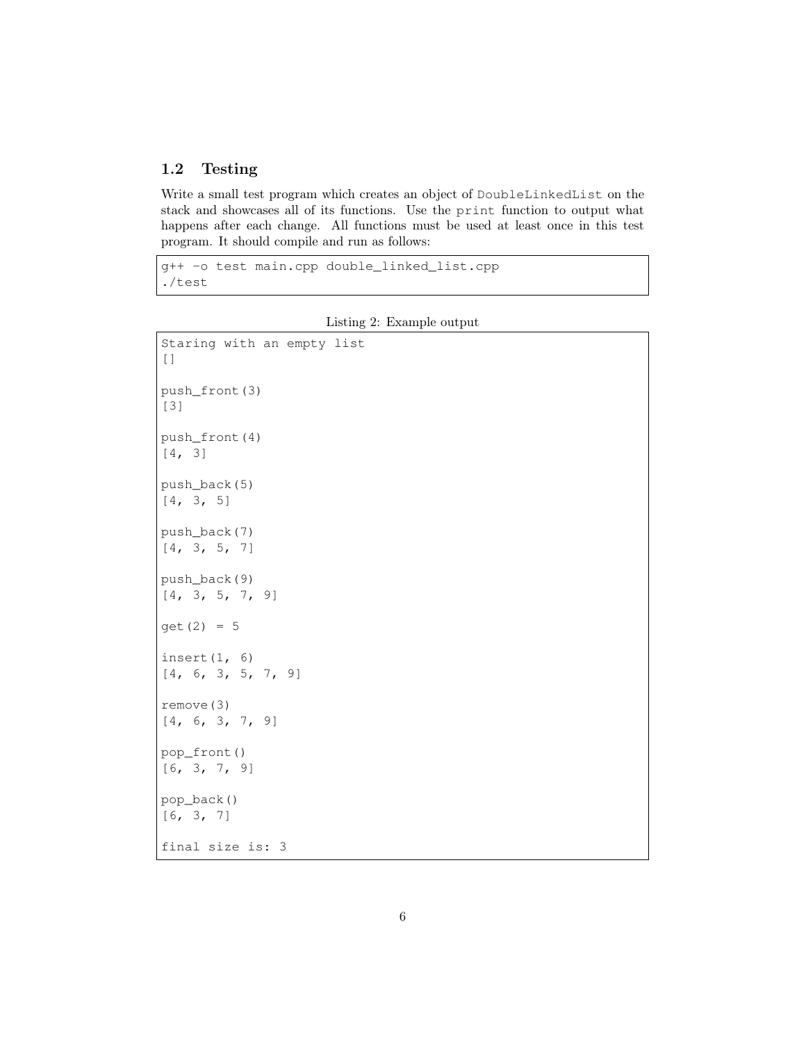### 1.2 Testing

Write a small test program which creates an object of `DoubleLinkedList` on the stack and showcases all of its functions. Use the `print` function to output what happens after each change. All functions must be used at least once in this test program. It should compile and run as follows:

```
g++ -o test main.cpp double_linked_list.cpp
./test
```

Listing 2: Example output

```
Staring with an empty list
[]

push_front(3)
[3]

push_front(4)
[4, 3]

push_back(5)
[4, 3, 5]

push_back(7)
[4, 3, 5, 7]

push_back(9)
[4, 3, 5, 7, 9]

get(2) = 5

insert(1, 6)
[4, 6, 3, 5, 7, 9]

remove(3)
[4, 6, 3, 7, 9]

pop_front()
[6, 3, 7, 9]

pop_back()
[6, 3, 7]

final size is: 3
```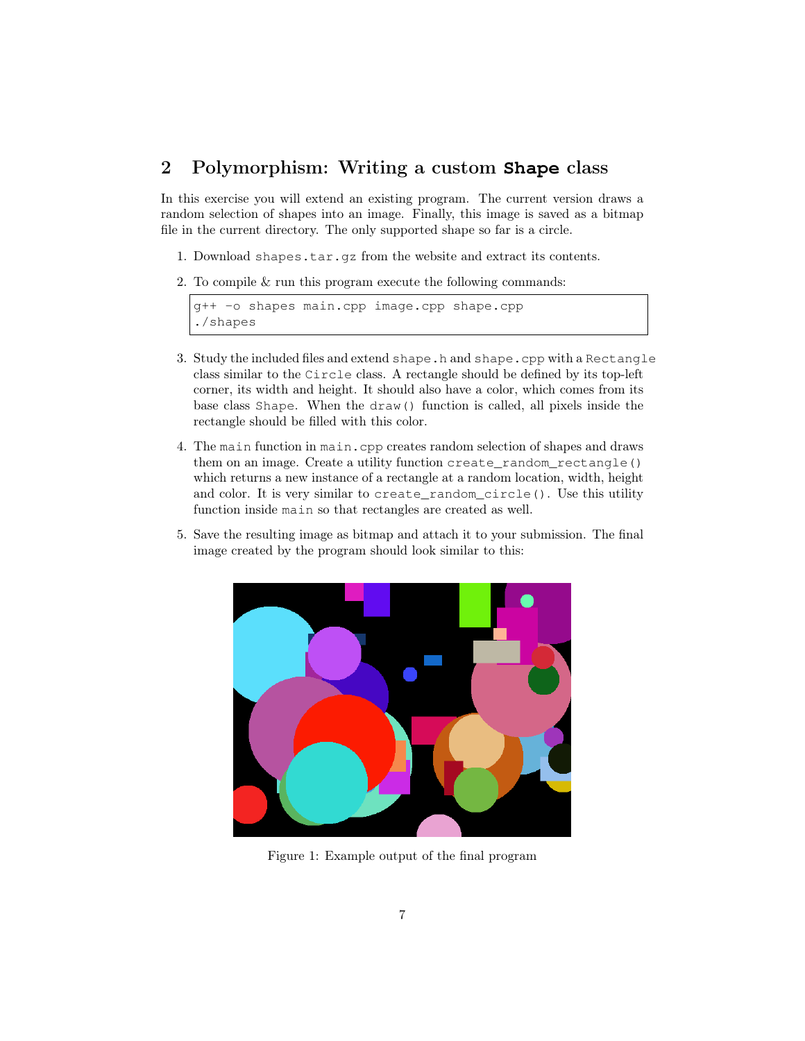## 2 Polymorphism: Writing a custom `Shape` class

In this exercise you will extend an existing program. The current version draws a random selection of shapes into an image. Finally, this image is saved as a bitmap file in the current directory. The only supported shape so far is a circle.

1. Download `shapes.tar.gz` from the website and extract its contents.

2. To compile & run this program execute the following commands:

```
g++ -o shapes main.cpp image.cpp shape.cpp
./shapes
```

3. Study the included files and extend `shape.h` and `shape.cpp` with a `Rectangle` class similar to the `Circle` class. A rectangle should be defined by its top-left corner, its width and height. It should also have a color, which comes from its base class `Shape`. When the `draw()` function is called, all pixels inside the rectangle should be filled with this color.

4. The `main` function in `main.cpp` creates random selection of shapes and draws them on an image. Create a utility function `create_random_rectangle()` which returns a new instance of a rectangle at a random location, width, height and color. It is very similar to `create_random_circle()`. Use this utility function inside `main` so that rectangles are created as well.

5. Save the resulting image as bitmap and attach it to your submission. The final image created by the program should look similar to this:

Figure 1: Example output of the final program